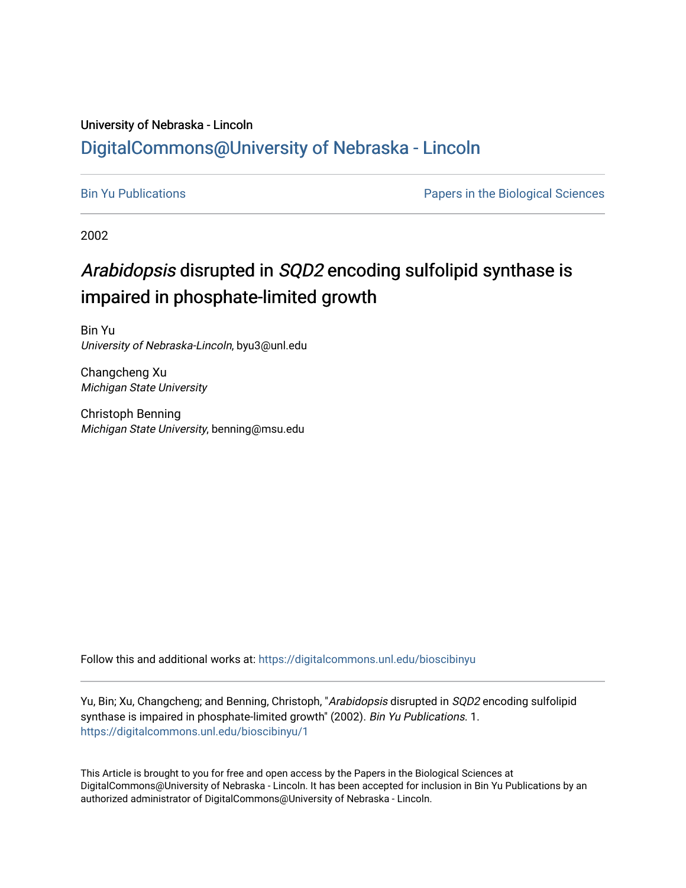University of Nebraska - Lincoln

# DigitalCommons@University of Nebraska - Lincoln

Bin Yu Publications

Papers in the Biological Sciences

2002

# *Arabidopsis* disrupted in *SQD2* encoding sulfolipid synthase is impaired in phosphate-limited growth

Bin Yu
*University of Nebraska-Lincoln*, byu3@unl.edu

Changcheng Xu
*Michigan State University*

Christoph Benning
*Michigan State University*, benning@msu.edu

Follow this and additional works at: https://digitalcommons.unl.edu/bioscibinyu

Yu, Bin; Xu, Changcheng; and Benning, Christoph, "*Arabidopsis* disrupted in *SQD2* encoding sulfolipid synthase is impaired in phosphate-limited growth" (2002). *Bin Yu Publications.* 1.
https://digitalcommons.unl.edu/bioscibinyu/1

This Article is brought to you for free and open access by the Papers in the Biological Sciences at DigitalCommons@University of Nebraska - Lincoln. It has been accepted for inclusion in Bin Yu Publications by an authorized administrator of DigitalCommons@University of Nebraska - Lincoln.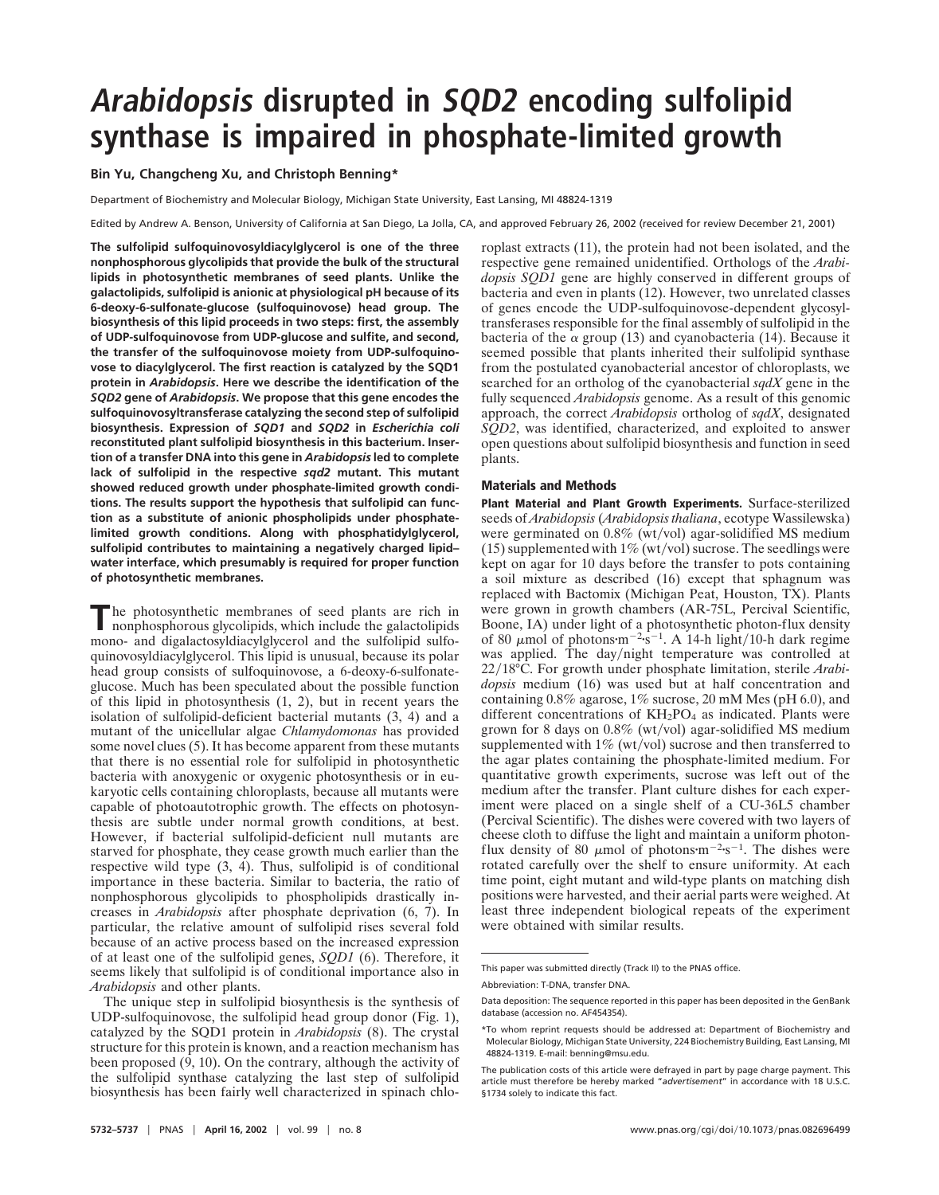# *Arabidopsis* disrupted in *SQD2* encoding sulfolipid synthase is impaired in phosphate-limited growth

**Bin Yu, Changcheng Xu, and Christoph Benning***

Department of Biochemistry and Molecular Biology, Michigan State University, East Lansing, MI 48824-1319

Edited by Andrew A. Benson, University of California at San Diego, La Jolla, CA, and approved February 26, 2002 (received for review December 21, 2001)

**The sulfolipid sulfoquinovosyldiacylglycerol is one of the three nonphosphorous glycolipids that provide the bulk of the structural lipids in photosynthetic membranes of seed plants. Unlike the galactolipids, sulfolipid is anionic at physiological pH because of its 6-deoxy-6-sulfonate-glucose (sulfoquinovose) head group. The biosynthesis of this lipid proceeds in two steps: first, the assembly of UDP-sulfoquinovose from UDP-glucose and sulfite, and second, the transfer of the sulfoquinovose moiety from UDP-sulfoquinovose to diacylglycerol. The first reaction is catalyzed by the SQD1 protein in *Arabidopsis*. Here we describe the identification of the *SQD2* gene of *Arabidopsis*. We propose that this gene encodes the sulfoquinovosyltransferase catalyzing the second step of sulfolipid biosynthesis. Expression of *SQD1* and *SQD2* in *Escherichia coli* reconstituted plant sulfolipid biosynthesis in this bacterium. Insertion of a transfer DNA into this gene in *Arabidopsis* led to complete lack of sulfolipid in the respective *sqd2* mutant. This mutant showed reduced growth under phosphate-limited growth conditions. The results support the hypothesis that sulfolipid can function as a substitute of anionic phospholipids under phosphate-limited growth conditions. Along with phosphatidylglycerol, sulfolipid contributes to maintaining a negatively charged lipid–water interface, which presumably is required for proper function of photosynthetic membranes.**

The photosynthetic membranes of seed plants are rich in nonphosphorous glycolipids, which include the galactolipids mono- and digalactosyldiacylglycerol and the sulfolipid sulfoquinovosyldiacylglycerol. This lipid is unusual, because its polar head group consists of sulfoquinovose, a 6-deoxy-6-sulfonate-glucose. Much has been speculated about the possible function of this lipid in photosynthesis (1, 2), but in recent years the isolation of sulfolipid-deficient bacterial mutants (3, 4) and a mutant of the unicellular algae *Chlamydomonas* has provided some novel clues (5). It has become apparent from these mutants that there is no essential role for sulfolipid in photosynthetic bacteria with anoxygenic or oxygenic photosynthesis or in eukaryotic cells containing chloroplasts, because all mutants were capable of photoautotrophic growth. The effects on photosynthesis are subtle under normal growth conditions, at best. However, if bacterial sulfolipid-deficient null mutants are starved for phosphate, they cease growth much earlier than the respective wild type (3, 4). Thus, sulfolipid is of conditional importance in these bacteria. Similar to bacteria, the ratio of nonphosphorous glycolipids to phospholipids drastically increases in *Arabidopsis* after phosphate deprivation (6, 7). In particular, the relative amount of sulfolipid rises several fold because of an active process based on the increased expression of at least one of the sulfolipid genes, *SQD1* (6). Therefore, it seems likely that sulfolipid is of conditional importance also in *Arabidopsis* and other plants.

The unique step in sulfolipid biosynthesis is the synthesis of UDP-sulfoquinovose, the sulfolipid head group donor (Fig. 1), catalyzed by the SQD1 protein in *Arabidopsis* (8). The crystal structure for this protein is known, and a reaction mechanism has been proposed (9, 10). On the contrary, although the activity of the sulfolipid synthase catalyzing the last step of sulfolipid biosynthesis has been fairly well characterized in spinach chloroplast extracts (11), the protein had not been isolated, and the respective gene remained unidentified. Orthologs of the *Arabidopsis SQD1* gene are highly conserved in different groups of bacteria and even in plants (12). However, two unrelated classes of genes encode the UDP-sulfoquinovose-dependent glycosyltransferases responsible for the final assembly of sulfolipid in the bacteria of the $\alpha$ group (13) and cyanobacteria (14). Because it seemed possible that plants inherited their sulfolipid synthase from the postulated cyanobacterial ancestor of chloroplasts, we searched for an ortholog of the cyanobacterial *sqdX* gene in the fully sequenced *Arabidopsis* genome. As a result of this genomic approach, the correct *Arabidopsis* ortholog of *sqdX*, designated *SQD2*, was identified, characterized, and exploited to answer open questions about sulfolipid biosynthesis and function in seed plants.

## Materials and Methods

**Plant Material and Plant Growth Experiments.** Surface-sterilized seeds of *Arabidopsis* (*Arabidopsis thaliana*, ecotype Wassilewska) were germinated on 0.8% (wt/vol) agar-solidified MS medium (15) supplemented with 1% (wt/vol) sucrose. The seedlings were kept on agar for 10 days before the transfer to pots containing a soil mixture as described (16) except that sphagnum was replaced with Bactomix (Michigan Peat, Houston, TX). Plants were grown in growth chambers (AR-75L, Percival Scientific, Boone, IA) under light of a photosynthetic photon-flux density of 80 $\mu$mol of photons$\cdot$m$^{-2}\cdot$s$^{-1}$. A 14-h light/10-h dark regime was applied. The day/night temperature was controlled at 22/18°C. For growth under phosphate limitation, sterile *Arabidopsis* medium (16) was used but at half concentration and containing 0.8% agarose, 1% sucrose, 20 mM Mes (pH 6.0), and different concentrations of $KH_2PO_4$ as indicated. Plants were grown for 8 days on 0.8% (wt/vol) agar-solidified MS medium supplemented with 1% (wt/vol) sucrose and then transferred to the agar plates containing the phosphate-limited medium. For quantitative growth experiments, sucrose was left out of the medium after the transfer. Plant culture dishes for each experiment were placed on a single shelf of a CU-36L5 chamber (Percival Scientific). The dishes were covered with two layers of cheese cloth to diffuse the light and maintain a uniform photon-flux density of 80 $\mu$mol of photons$\cdot$m$^{-2}\cdot$s$^{-1}$. The dishes were rotated carefully over the shelf to ensure uniformity. At each time point, eight mutant and wild-type plants on matching dish positions were harvested, and their aerial parts were weighed. At least three independent biological repeats of the experiment were obtained with similar results.

This paper was submitted directly (Track II) to the PNAS office.

Abbreviation: T-DNA, transfer DNA.

Data deposition: The sequence reported in this paper has been deposited in the GenBank database (accession no. AF454354).

*To whom reprint requests should be addressed at: Department of Biochemistry and Molecular Biology, Michigan State University, 224 Biochemistry Building, East Lansing, MI 48824-1319. E-mail: benning@msu.edu.

The publication costs of this article were defrayed in part by page charge payment. This article must therefore be hereby marked "*advertisement*" in accordance with 18 U.S.C. §1734 solely to indicate this fact.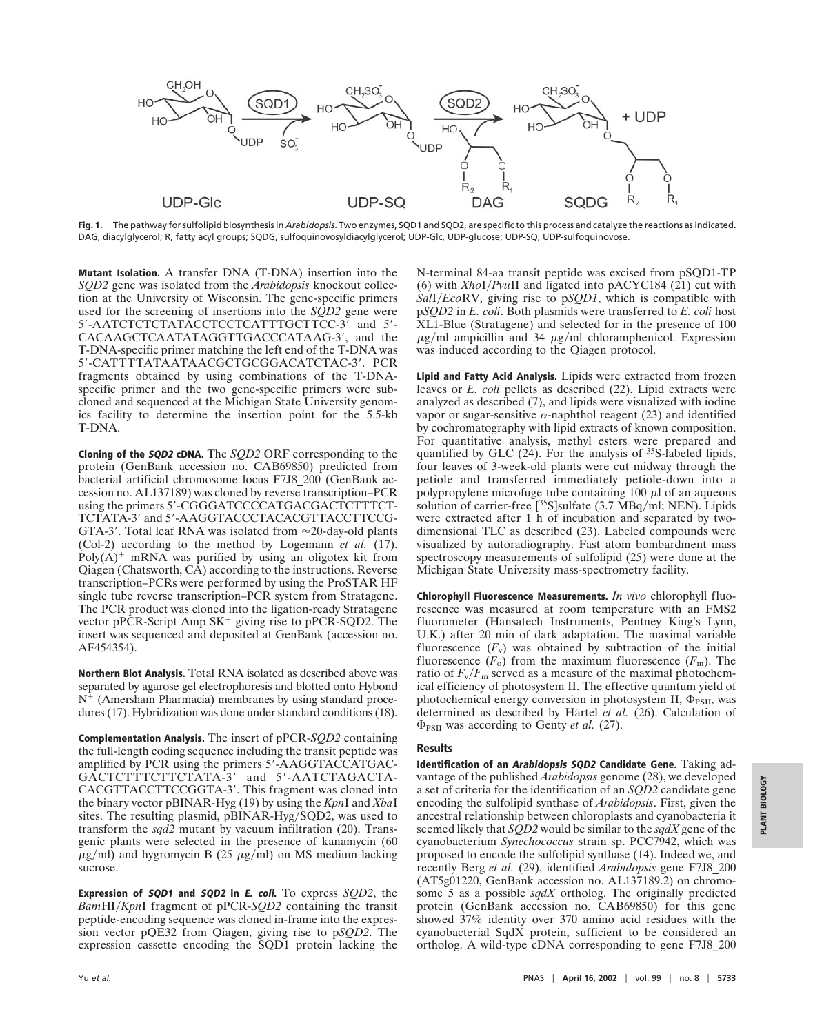**Fig. 1.** The pathway for sulfolipid biosynthesis in *Arabidopsis*. Two enzymes, SQD1 and SQD2, are specific to this process and catalyze the reactions as indicated. DAG, diacylglycerol; R, fatty acyl groups; SQDG, sulfoquinovosyldiacylglycerol; UDP-Glc, UDP-glucose; UDP-SQ, UDP-sulfoquinovose.

**Mutant Isolation.** A transfer DNA (T-DNA) insertion into the *SQD2* gene was isolated from the *Arabidopsis* knockout collection at the University of Wisconsin. The gene-specific primers used for the screening of insertions into the *SQD2* gene were 5′-AATCTCTCTATACCTCCTCATTTGCTTCC-3′ and 5′-CACAAGCTCAATATAGGTTGACCCATAAG-3′, and the T-DNA-specific primer matching the left end of the T-DNA was 5′-CATTTTATAATAACGCTGCGGACATCTAC-3′. PCR fragments obtained by using combinations of the T-DNA-specific primer and the two gene-specific primers were subcloned and sequenced at the Michigan State University genomics facility to determine the insertion point for the 5.5-kb T-DNA.

**Cloning of the *SQD2* cDNA.** The *SQD2* ORF corresponding to the protein (GenBank accession no. CAB69850) predicted from bacterial artificial chromosome locus F7J8_200 (GenBank accession no. AL137189) was cloned by reverse transcription–PCR using the primers 5′-CGGGATCCCCATGACGACTCTTTCT-TCTATA-3′ and 5′-AAGGTACCCTACACGTTACCTTCCG-GTA-3′. Total leaf RNA was isolated from ≈20-day-old plants (Col-2) according to the method by Logemann *et al.* (17). $Poly(A)^+$ mRNA was purified by using an oligotex kit from Qiagen (Chatsworth, CA) according to the instructions. Reverse transcription–PCRs were performed by using the ProSTAR HF single tube reverse transcription–PCR system from Stratagene. The PCR product was cloned into the ligation-ready Stratagene vector pPCR-Script Amp $SK^+$ giving rise to pPCR-SQD2. The insert was sequenced and deposited at GenBank (accession no. AF454354).

**Northern Blot Analysis.** Total RNA isolated as described above was separated by agarose gel electrophoresis and blotted onto Hybond $N^+$ (Amersham Pharmacia) membranes by using standard procedures (17). Hybridization was done under standard conditions (18).

**Complementation Analysis.** The insert of pPCR-*SQD2* containing the full-length coding sequence including the transit peptide was amplified by PCR using the primers 5′-AAGGTACCATGAC-GACTCTTTCTTCTATA-3′ and 5′-AATCTAGACTA-CACGTTACCTTCCGGTA-3′. This fragment was cloned into the binary vector pBINAR-Hyg (19) by using the *Kpn*I and *Xba*I sites. The resulting plasmid, pBINAR-Hyg/SQD2, was used to transform the *sqd2* mutant by vacuum infiltration (20). Transgenic plants were selected in the presence of kanamycin (60 μg/ml) and hygromycin B (25 μg/ml) on MS medium lacking sucrose.

**Expression of *SQD1* and *SQD2* in *E. coli*.** To express *SQD2*, the *Bam*HI/*Kpn*I fragment of pPCR-*SQD2* containing the transit peptide-encoding sequence was cloned in-frame into the expression vector pQE32 from Qiagen, giving rise to p*SQD2*. The expression cassette encoding the SQD1 protein lacking the N-terminal 84-aa transit peptide was excised from pSQD1-TP (6) with *Xho*I/*Pvu*II and ligated into pACYC184 (21) cut with *Sal*I/*Eco*RV, giving rise to p*SQD1*, which is compatible with p*SQD2* in *E. coli*. Both plasmids were transferred to *E. coli* host XL1-Blue (Stratagene) and selected for in the presence of 100 μg/ml ampicillin and 34 μg/ml chloramphenicol. Expression was induced according to the Qiagen protocol.

**Lipid and Fatty Acid Analysis.** Lipids were extracted from frozen leaves or *E. coli* pellets as described (22). Lipid extracts were analyzed as described (7), and lipids were visualized with iodine vapor or sugar-sensitive α-naphthol reagent (23) and identified by cochromatography with lipid extracts of known composition. For quantitative analysis, methyl esters were prepared and quantified by GLC (24). For the analysis of $^{35}$S-labeled lipids, four leaves of 3-week-old plants were cut midway through the petiole and transferred immediately petiole-down into a polypropylene microfuge tube containing 100 μl of an aqueous solution of carrier-free [$^{35}$S]sulfate (3.7 MBq/ml; NEN). Lipids were extracted after 1 h of incubation and separated by two-dimensional TLC as described (23). Labeled compounds were visualized by autoradiography. Fast atom bombardment mass spectroscopy measurements of sulfolipid (25) were done at the Michigan State University mass-spectrometry facility.

**Chlorophyll Fluorescence Measurements.** *In vivo* chlorophyll fluorescence was measured at room temperature with an FMS2 fluorometer (Hansatech Instruments, Pentney King's Lynn, U.K.) after 20 min of dark adaptation. The maximal variable fluorescence ($F_v$) was obtained by subtraction of the initial fluorescence ($F_o$) from the maximum fluorescence ($F_m$). The ratio of $F_v/F_m$ served as a measure of the maximal photochemical efficiency of photosystem II. The effective quantum yield of photochemical energy conversion in photosystem II, $\Phi_{PSII}$, was determined as described by Härtel *et al.* (26). Calculation of $\Phi_{PSII}$ was according to Genty *et al.* (27).

## Results

**Identification of an *Arabidopsis SQD2* Candidate Gene.** Taking advantage of the published *Arabidopsis* genome (28), we developed a set of criteria for the identification of an *SQD2* candidate gene encoding the sulfolipid synthase of *Arabidopsis*. First, given the ancestral relationship between chloroplasts and cyanobacteria it seemed likely that *SQD2* would be similar to the *sqdX* gene of the cyanobacterium *Synechococcus* strain sp. PCC7942, which was proposed to encode the sulfolipid synthase (14). Indeed we, and recently Berg *et al.* (29), identified *Arabidopsis* gene F7J8_200 (AT5g01220, GenBank accession no. AL137189.2) on chromosome 5 as a possible *sqdX* ortholog. The originally predicted protein (GenBank accession no. CAB69850) for this gene showed 37% identity over 370 amino acid residues with the cyanobacterial SqdX protein, sufficient to be considered an ortholog. A wild-type cDNA corresponding to gene F7J8_200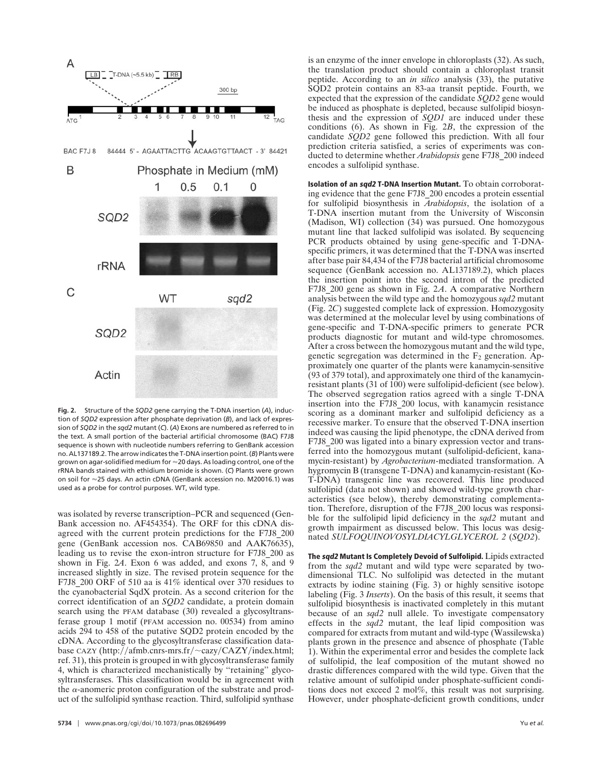Fig. 2. Structure of the *SQD2* gene carrying the T-DNA insertion (*A*), induction of *SQD2* expression after phosphate deprivation (*B*), and lack of expression of *SQD2* in the *sqd2* mutant (*C*). (*A*) Exons are numbered as referred to in the text. A small portion of the bacterial artificial chromosome (BAC) F7J8 sequence is shown with nucleotide numbers referring to GenBank accession no. AL137189.2. The arrow indicates the T-DNA insertion point. (*B*) Plants were grown on agar-solidified medium for ≈20 days. As loading control, one of the rRNA bands stained with ethidium bromide is shown. (*C*) Plants were grown on soil for ≈25 days. An actin cDNA (GenBank accession no. M20016.1) was used as a probe for control purposes. WT, wild type.

was isolated by reverse transcription–PCR and sequenced (GenBank accession no. AF454354). The ORF for this cDNA disagreed with the current protein predictions for the F7J8_200 gene (GenBank accession nos. CAB69850 and AAK76635), leading us to revise the exon-intron structure for F7J8_200 as shown in Fig. 2*A*. Exon 6 was added, and exons 7, 8, and 9 increased slightly in size. The revised protein sequence for the F7J8_200 ORF of 510 aa is 41% identical over 370 residues to the cyanobacterial SqdX protein. As a second criterion for the correct identification of an *SQD2* candidate, a protein domain search using the PFAM database (30) revealed a glycosyltransferase group 1 motif (PFAM accession no. 00534) from amino acids 294 to 458 of the putative SQD2 protein encoded by the cDNA. According to the glycosyltransferase classification database CAZY (http://afmb.cnrs-mrs.fr/~cazy/CAZY/index.html; ref. 31), this protein is grouped in with glycosyltransferase family 4, which is characterized mechanistically by "retaining" glycosyltransferases. This classification would be in agreement with the α-anomeric proton configuration of the substrate and product of the sulfolipid synthase reaction. Third, sulfolipid synthase is an enzyme of the inner envelope in chloroplasts (32). As such, the translation product should contain a chloroplast transit peptide. According to an *in silico* analysis (33), the putative SQD2 protein contains an 83-aa transit peptide. Fourth, we expected that the expression of the candidate *SQD2* gene would be induced as phosphate is depleted, because sulfolipid biosynthesis and the expression of *SQD1* are induced under these conditions (6). As shown in Fig. 2*B*, the expression of the candidate *SQD2* gene followed this prediction. With all four prediction criteria satisfied, a series of experiments was conducted to determine whether *Arabidopsis* gene F7J8_200 indeed encodes a sulfolipid synthase.

**Isolation of an *sqd2* T-DNA Insertion Mutant.** To obtain corroborating evidence that the gene F7J8_200 encodes a protein essential for sulfolipid biosynthesis in *Arabidopsis*, the isolation of a T-DNA insertion mutant from the University of Wisconsin (Madison, WI) collection (34) was pursued. One homozygous mutant line that lacked sulfolipid was isolated. By sequencing PCR products obtained by using gene-specific and T-DNA-specific primers, it was determined that the T-DNA was inserted after base pair 84,434 of the F7J8 bacterial artificial chromosome sequence (GenBank accession no. AL137189.2), which places the insertion point into the second intron of the predicted F7J8_200 gene as shown in Fig. 2*A*. A comparative Northern analysis between the wild type and the homozygous *sqd2* mutant (Fig. 2*C*) suggested complete lack of expression. Homozygosity was determined at the molecular level by using combinations of gene-specific and T-DNA-specific primers to generate PCR products diagnostic for mutant and wild-type chromosomes. After a cross between the homozygous mutant and the wild type, genetic segregation was determined in the $F_2$ generation. Approximately one quarter of the plants were kanamycin-sensitive (93 of 379 total), and approximately one third of the kanamycin-resistant plants (31 of 100) were sulfolipid-deficient (see below). The observed segregation ratios agreed with a single T-DNA insertion into the F7J8_200 locus, with kanamycin resistance scoring as a dominant marker and sulfolipid deficiency as a recessive marker. To ensure that the observed T-DNA insertion indeed was causing the lipid phenotype, the cDNA derived from F7J8_200 was ligated into a binary expression vector and transferred into the homozygous mutant (sulfolipid-deficient, kanamycin-resistant) by *Agrobacterium*-mediated transformation. A hygromycin B (transgene T-DNA) and kanamycin-resistant (Ko-T-DNA) transgenic line was recovered. This line produced sulfolipid (data not shown) and showed wild-type growth characteristics (see below), thereby demonstrating complementation. Therefore, disruption of the F7J8_200 locus was responsible for the sulfolipid lipid deficiency in the *sqd2* mutant and growth impairment as discussed below. This locus was designated *SULFOQUINOVOSYLDIACYLGLYCEROL 2* (*SQD2*).

**The *sqd2* Mutant Is Completely Devoid of Sulfolipid.** Lipids extracted from the *sqd2* mutant and wild type were separated by two-dimensional TLC. No sulfolipid was detected in the mutant extracts by iodine staining (Fig. 3) or highly sensitive isotope labeling (Fig. 3 *Inserts*). On the basis of this result, it seems that sulfolipid biosynthesis is inactivated completely in this mutant because of an *sqd2* null allele. To investigate compensatory effects in the *sqd2* mutant, the leaf lipid composition was compared for extracts from mutant and wild-type (Wassilewska) plants grown in the presence and absence of phosphate (Table 1). Within the experimental error and besides the complete lack of sulfolipid, the leaf composition of the mutant showed no drastic differences compared with the wild type. Given that the relative amount of sulfolipid under phosphate-sufficient conditions does not exceed 2 mol%, this result was not surprising. However, under phosphate-deficient growth conditions, under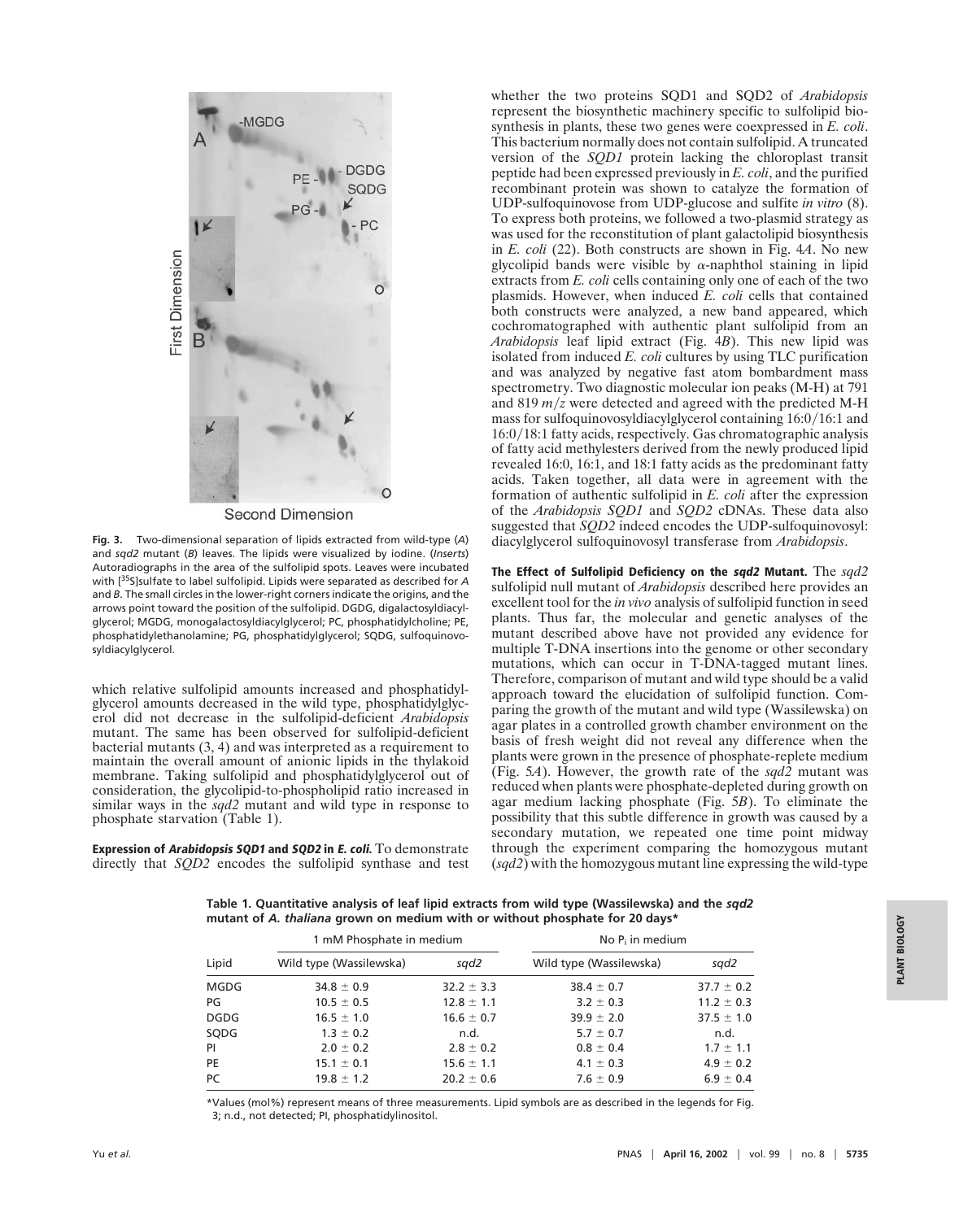Fig. 3. Two-dimensional separation of lipids extracted from wild-type (*A*) and *sqd2* mutant (*B*) leaves. The lipids were visualized by iodine. (*Inserts*) Autoradiographs in the area of the sulfolipid spots. Leaves were incubated with [$^{35}$S]sulfate to label sulfolipid. Lipids were separated as described for *A* and *B*. The small circles in the lower-right corners indicate the origins, and the arrows point toward the position of the sulfolipid. DGDG, digalactosyldiacylglycerol; MGDG, monogalactosyldiacylglycerol; PC, phosphatidylcholine; PE, phosphatidylethanolamine; PG, phosphatidylglycerol; SQDG, sulfoquinovosyldiacylglycerol.

which relative sulfolipid amounts increased and phosphatidylglycerol amounts decreased in the wild type, phosphatidylglycerol did not decrease in the sulfolipid-deficient *Arabidopsis* mutant. The same has been observed for sulfolipid-deficient bacterial mutants (3, 4) and was interpreted as a requirement to maintain the overall amount of anionic lipids in the thylakoid membrane. Taking sulfolipid and phosphatidylglycerol out of consideration, the glycolipid-to-phospholipid ratio increased in similar ways in the *sqd2* mutant and wild type in response to phosphate starvation (Table 1).

**Expression of *Arabidopsis SQD1* and *SQD2* in *E. coli*.** To demonstrate directly that *SQD2* encodes the sulfolipid synthase and test whether the two proteins SQD1 and SQD2 of *Arabidopsis* represent the biosynthetic machinery specific to sulfolipid biosynthesis in plants, these two genes were coexpressed in *E. coli*. This bacterium normally does not contain sulfolipid. A truncated version of the *SQD1* protein lacking the chloroplast transit peptide had been expressed previously in *E. coli*, and the purified recombinant protein was shown to catalyze the formation of UDP-sulfoquinovose from UDP-glucose and sulfite *in vitro* (8). To express both proteins, we followed a two-plasmid strategy as was used for the reconstitution of plant galactolipid biosynthesis in *E. coli* (22). Both constructs are shown in Fig. 4*A*. No new glycolipid bands were visible by $\alpha$-naphthol staining in lipid extracts from *E. coli* cells containing only one of each of the two plasmids. However, when induced *E. coli* cells that contained both constructs were analyzed, a new band appeared, which cochromatographed with authentic plant sulfolipid from an *Arabidopsis* leaf lipid extract (Fig. 4*B*). This new lipid was isolated from induced *E. coli* cultures by using TLC purification and was analyzed by negative fast atom bombardment mass spectrometry. Two diagnostic molecular ion peaks (M-H) at 791 and 819 $m/z$ were detected and agreed with the predicted M-H mass for sulfoquinovosyldiacylglycerol containing 16:0/16:1 and 16:0/18:1 fatty acids, respectively. Gas chromatographic analysis of fatty acid methylesters derived from the newly produced lipid revealed 16:0, 16:1, and 18:1 fatty acids as the predominant fatty acids. Taken together, all data were in agreement with the formation of authentic sulfolipid in *E. coli* after the expression of the *Arabidopsis SQD1* and *SQD2* cDNAs. These data also suggested that *SQD2* indeed encodes the UDP-sulfoquinovosyl: diacylglycerol sulfoquinovosyl transferase from *Arabidopsis*.

**The Effect of Sulfolipid Deficiency on the *sqd2* Mutant.** The *sqd2* sulfolipid null mutant of *Arabidopsis* described here provides an excellent tool for the *in vivo* analysis of sulfolipid function in seed plants. Thus far, the molecular and genetic analyses of the mutant described above have not provided any evidence for multiple T-DNA insertions into the genome or other secondary mutations, which can occur in T-DNA-tagged mutant lines. Therefore, comparison of mutant and wild type should be a valid approach toward the elucidation of sulfolipid function. Comparing the growth of the mutant and wild type (Wassilewska) on agar plates in a controlled growth chamber environment on the basis of fresh weight did not reveal any difference when the plants were grown in the presence of phosphate-replete medium (Fig. 5*A*). However, the growth rate of the *sqd2* mutant was reduced when plants were phosphate-depleted during growth on agar medium lacking phosphate (Fig. 5*B*). To eliminate the possibility that this subtle difference in growth was caused by a secondary mutation, we repeated one time point midway through the experiment comparing the homozygous mutant (*sqd2*) with the homozygous mutant line expressing the wild-type

**Table 1. Quantitative analysis of leaf lipid extracts from wild type (Wassilewska) and the *sqd2* mutant of *A. thaliana* grown on medium with or without phosphate for 20 days***

| Lipid | 1 mM Phosphate in medium | | No $P_i$ in medium | |
|---|---|---|---|---|
| | Wild type (Wassilewska) | *sqd2* | Wild type (Wassilewska) | *sqd2* |
| MGDG | 34.8 ± 0.9 | 32.2 ± 3.3 | 38.4 ± 0.7 | 37.7 ± 0.2 |
| PG | 10.5 ± 0.5 | 12.8 ± 1.1 | 3.2 ± 0.3 | 11.2 ± 0.3 |
| DGDG | 16.5 ± 1.0 | 16.6 ± 0.7 | 39.9 ± 2.0 | 37.5 ± 1.0 |
| SQDG | 1.3 ± 0.2 | n.d. | 5.7 ± 0.7 | n.d. |
| PI | 2.0 ± 0.2 | 2.8 ± 0.2 | 0.8 ± 0.4 | 1.7 ± 1.1 |
| PE | 15.1 ± 0.1 | 15.6 ± 1.1 | 4.1 ± 0.3 | 4.9 ± 0.2 |
| PC | 19.8 ± 1.2 | 20.2 ± 0.6 | 7.6 ± 0.9 | 6.9 ± 0.4 |

*Values (mol%) represent means of three measurements. Lipid symbols are as described in the legends for Fig. 3; n.d., not detected; PI, phosphatidylinositol.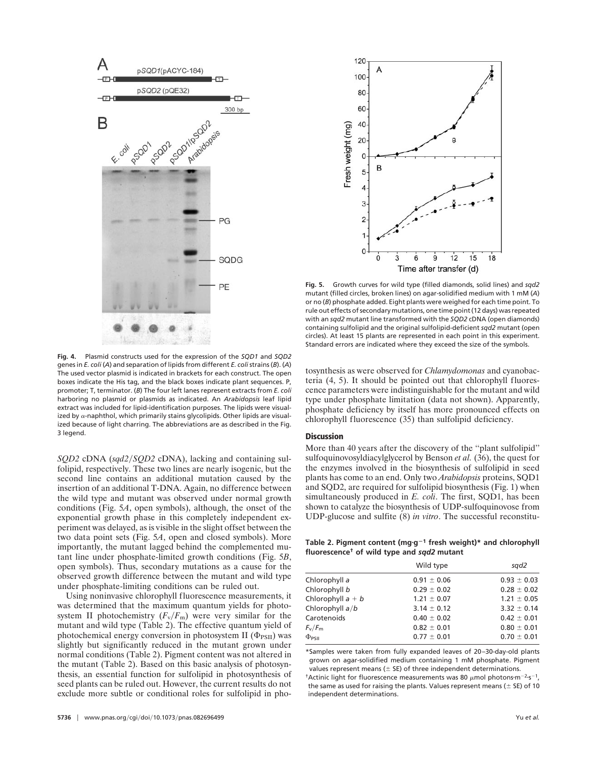**Fig. 4.** Plasmid constructs used for the expression of the *SQD1* and *SQD2* genes in *E. coli* (*A*) and separation of lipids from different *E. coli* strains (*B*). (*A*) The used vector plasmid is indicated in brackets for each construct. The open boxes indicate the His tag, and the black boxes indicate plant sequences. P, promoter; T, terminator. (*B*) The four left lanes represent extracts from *E. coli* harboring no plasmid or plasmids as indicated. An *Arabidopsis* leaf lipid extract was included for lipid-identification purposes. The lipids were visualized by α-naphthol, which primarily stains glycolipids. Other lipids are visualized because of light charring. The abbreviations are as described in the Fig. 3 legend.

**Fig. 5.** Growth curves for wild type (filled diamonds, solid lines) and *sqd2* mutant (filled circles, broken lines) on agar-solidified medium with 1 mM (*A*) or no (*B*) phosphate added. Eight plants were weighed for each time point. To rule out effects of secondary mutations, one time point (12 days) was repeated with an *sqd2* mutant line transformed with the *SQD2* cDNA (open diamonds) containing sulfolipid and the original sulfolipid-deficient *sqd2* mutant (open circles). At least 15 plants are represented in each point in this experiment. Standard errors are indicated where they exceed the size of the symbols.

*SQD2* cDNA (*sqd2*/*SQD2* cDNA), lacking and containing sulfolipid, respectively. These two lines are nearly isogenic, but the second line contains an additional mutation caused by the insertion of an additional T-DNA. Again, no difference between the wild type and mutant was observed under normal growth conditions (Fig. 5*A*, open symbols), although, the onset of the exponential growth phase in this completely independent experiment was delayed, as is visible in the slight offset between the two data point sets (Fig. 5*A*, open and closed symbols). More importantly, the mutant lagged behind the complemented mutant line under phosphate-limited growth conditions (Fig. 5*B*, open symbols). Thus, secondary mutations as a cause for the observed growth difference between the mutant and wild type under phosphate-limiting conditions can be ruled out.

Using noninvasive chlorophyll fluorescence measurements, it was determined that the maximum quantum yields for photosystem II photochemistry ($F_v/F_m$) were very similar for the mutant and wild type (Table 2). The effective quantum yield of photochemical energy conversion in photosystem II ($\Phi_{PSII}$) was slightly but significantly reduced in the mutant grown under normal conditions (Table 2). Pigment content was not altered in the mutant (Table 2). Based on this basic analysis of photosynthesis, an essential function for sulfolipid in photosynthesis of seed plants can be ruled out. However, the current results do not exclude more subtle or conditional roles for sulfolipid in photosynthesis as were observed for *Chlamydomonas* and cyanobacteria (4, 5). It should be pointed out that chlorophyll fluorescence parameters were indistinguishable for the mutant and wild type under phosphate limitation (data not shown). Apparently, phosphate deficiency by itself has more pronounced effects on chlorophyll fluorescence (35) than sulfolipid deficiency.

## Discussion

More than 40 years after the discovery of the "plant sulfolipid" sulfoquinovosyldiacylglycerol by Benson *et al.* (36), the quest for the enzymes involved in the biosynthesis of sulfolipid in seed plants has come to an end. Only two *Arabidopsis* proteins, SQD1 and SQD2, are required for sulfolipid biosynthesis (Fig. 1) when simultaneously produced in *E. coli*. The first, SQD1, has been shown to catalyze the biosynthesis of UDP-sulfoquinovose from UDP-glucose and sulfite (8) *in vitro*. The successful reconstitu-

**Table 2. Pigment content ($mg \cdot g^{-1}$ fresh weight)\* and chlorophyll fluorescence† of wild type and *sqd2* mutant**

| | Wild type | *sqd2* |
|---|---|---|
| Chlorophyll *a* | 0.91 ± 0.06 | 0.93 ± 0.03 |
| Chlorophyll *b* | 0.29 ± 0.02 | 0.28 ± 0.02 |
| Chlorophyll *a* + *b* | 1.21 ± 0.07 | 1.21 ± 0.05 |
| Chlorophyll *a*/*b* | 3.14 ± 0.12 | 3.32 ± 0.14 |
| Carotenoids | 0.40 ± 0.02 | 0.42 ± 0.01 |
| $F_v/F_m$ | 0.82 ± 0.01 | 0.80 ± 0.01 |
| $\Phi_{PSII}$ | 0.77 ± 0.01 | 0.70 ± 0.01 |

\*Samples were taken from fully expanded leaves of 20–30-day-old plants grown on agar-solidified medium containing 1 mM phosphate. Pigment values represent means (± SE) of three independent determinations.

†Actinic light for fluorescence measurements was 80 $\mu$mol photons$\cdot m^{-2} \cdot s^{-1}$, the same as used for raising the plants. Values represent means (± SE) of 10 independent determinations.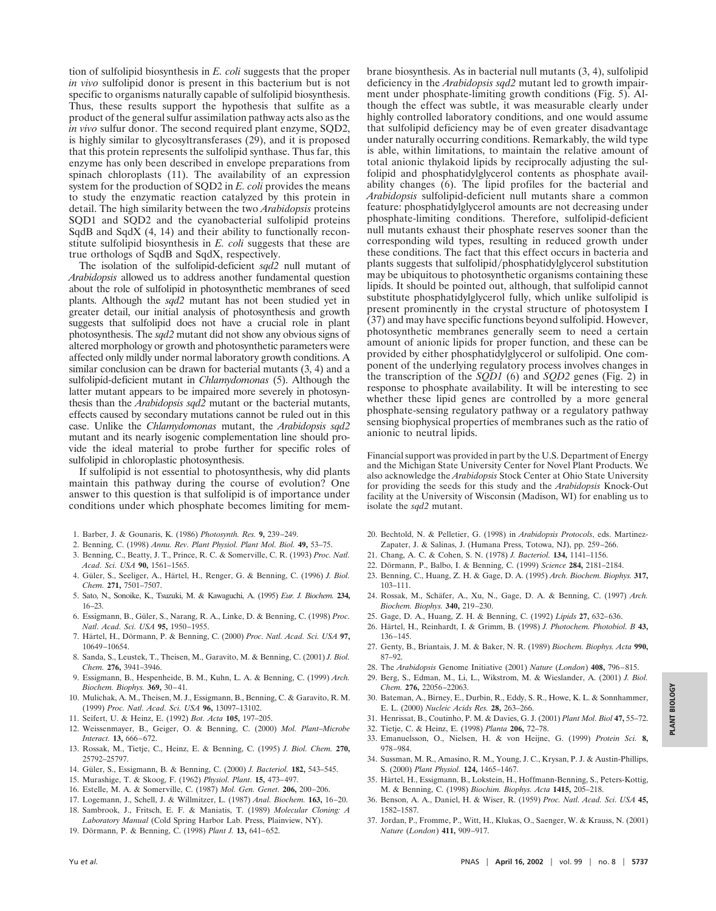tion of sulfolipid biosynthesis in *E. coli* suggests that the proper *in vivo* sulfolipid donor is present in this bacterium but is not specific to organisms naturally capable of sulfolipid biosynthesis. Thus, these results support the hypothesis that sulfite as a product of the general sulfur assimilation pathway acts also as the *in vivo* sulfur donor. The second required plant enzyme, SQD2, is highly similar to glycosyltransferases (29), and it is proposed that this protein represents the sulfolipid synthase. Thus far, this enzyme has only been described in envelope preparations from spinach chloroplasts (11). The availability of an expression system for the production of SQD2 in *E. coli* provides the means to study the enzymatic reaction catalyzed by this protein in detail. The high similarity between the two *Arabidopsis* proteins SQD1 and SQD2 and the cyanobacterial sulfolipid proteins SqdB and SqdX (4, 14) and their ability to functionally reconstitute sulfolipid biosynthesis in *E. coli* suggests that these are true orthologs of SqdB and SqdX, respectively.

The isolation of the sulfolipid-deficient *sqd2* null mutant of *Arabidopsis* allowed us to address another fundamental question about the role of sulfolipid in photosynthetic membranes of seed plants. Although the *sqd2* mutant has not been studied yet in greater detail, our initial analysis of photosynthesis and growth suggests that sulfolipid does not have a crucial role in plant photosynthesis. The *sqd2* mutant did not show any obvious signs of altered morphology or growth and photosynthetic parameters were affected only mildly under normal laboratory growth conditions. A similar conclusion can be drawn for bacterial mutants (3, 4) and a sulfolipid-deficient mutant in *Chlamydomonas* (5). Although the latter mutant appears to be impaired more severely in photosynthesis than the *Arabidopsis sqd2* mutant or the bacterial mutants, effects caused by secondary mutations cannot be ruled out in this case. Unlike the *Chlamydomonas* mutant, the *Arabidopsis sqd2* mutant and its nearly isogenic complementation line should provide the ideal material to probe further for specific roles of sulfolipid in chloroplastic photosynthesis.

If sulfolipid is not essential to photosynthesis, why did plants maintain this pathway during the course of evolution? One answer to this question is that sulfolipid is of importance under conditions under which phosphate becomes limiting for membrane biosynthesis. As in bacterial null mutants (3, 4), sulfolipid deficiency in the *Arabidopsis sqd2* mutant led to growth impairment under phosphate-limiting growth conditions (Fig. 5). Although the effect was subtle, it was measurable clearly under highly controlled laboratory conditions, and one would assume that sulfolipid deficiency may be of even greater disadvantage under naturally occurring conditions. Remarkably, the wild type is able, within limitations, to maintain the relative amount of total anionic thylakoid lipids by reciprocally adjusting the sulfolipid and phosphatidylglycerol contents as phosphate availability changes (6). The lipid profiles for the bacterial and *Arabidopsis* sulfolipid-deficient null mutants share a common feature: phosphatidylglycerol amounts are not decreasing under phosphate-limiting conditions. Therefore, sulfolipid-deficient null mutants exhaust their phosphate reserves sooner than the corresponding wild types, resulting in reduced growth under these conditions. The fact that this effect occurs in bacteria and plants suggests that sulfolipid/phosphatidylglycerol substitution may be ubiquitous to photosynthetic organisms containing these lipids. It should be pointed out, although, that sulfolipid cannot substitute phosphatidylglycerol fully, which unlike sulfolipid is present prominently in the crystal structure of photosystem I (37) and may have specific functions beyond sulfolipid. However, photosynthetic membranes generally seem to need a certain amount of anionic lipids for proper function, and these can be provided by either phosphatidylglycerol or sulfolipid. One component of the underlying regulatory process involves changes in the transcription of the *SQD1* (6) and *SQD2* genes (Fig. 2) in response to phosphate availability. It will be interesting to see whether these lipid genes are controlled by a more general phosphate-sensing regulatory pathway or a regulatory pathway sensing biophysical properties of membranes such as the ratio of anionic to neutral lipids.

Financial support was provided in part by the U.S. Department of Energy and the Michigan State University Center for Novel Plant Products. We also acknowledge the *Arabidopsis* Stock Center at Ohio State University for providing the seeds for this study and the *Arabidopsis* Knock-Out facility at the University of Wisconsin (Madison, WI) for enabling us to isolate the *sqd2* mutant.

1. Barber, J. & Gounaris, K. (1986) *Photosynth. Res.* **9,** 239–249.
2. Benning, C. (1998) *Annu. Rev. Plant Physiol. Plant Mol. Biol.* **49,** 53–75.
3. Benning, C., Beatty, J. T., Prince, R. C. & Somerville, C. R. (1993) *Proc. Natl. Acad. Sci. USA* **90,** 1561–1565.
4. Güler, S., Seeliger, A., Härtel, H., Renger, G. & Benning, C. (1996) *J. Biol. Chem.* **271,** 7501–7507.
5. Sato, N., Sonoike, K., Tsuzuki, M. & Kawaguchi, A. (1995) *Eur. J. Biochem.* **234,** 16–23.
6. Essigmann, B., Güler, S., Narang, R. A., Linke, D. & Benning, C. (1998) *Proc. Natl. Acad. Sci. USA* **95,** 1950–1955.
7. Härtel, H., Dörmann, P. & Benning, C. (2000) *Proc. Natl. Acad. Sci. USA* **97,** 10649–10654.
8. Sanda, S., Leustek, T., Theisen, M., Garavito, M. & Benning, C. (2001) *J. Biol. Chem.* **276,** 3941–3946.
9. Essigmann, B., Hespenheide, B. M., Kuhn, L. A. & Benning, C. (1999) *Arch. Biochem. Biophys.* **369,** 30–41.
10. Mulichak, A. M., Theisen, M. J., Essigmann, B., Benning, C. & Garavito, R. M. (1999) *Proc. Natl. Acad. Sci. USA* **96,** 13097–13102.
11. Seifert, U. & Heinz, E. (1992) *Bot. Acta* **105,** 197–205.
12. Weissenmayer, B., Geiger, O. & Benning, C. (2000) *Mol. Plant–Microbe Interact.* **13,** 666–672.
13. Rossak, M., Tietje, C., Heinz, E. & Benning, C. (1995) *J. Biol. Chem.* **270,** 25792–25797.
14. Güler, S., Essigmann, B. & Benning, C. (2000) *J. Bacteriol.* **182,** 543–545.
15. Murashige, T. & Skoog, F. (1962) *Physiol. Plant.* **15,** 473–497.
16. Estelle, M. A. & Somerville, C. (1987) *Mol. Gen. Genet.* **206,** 200–206.
17. Logemann, J., Schell, J. & Willmitzer, L. (1987) *Anal. Biochem.* **163,** 16–20.
18. Sambrook, J., Fritsch, E. F. & Maniatis, T. (1989) *Molecular Cloning: A Laboratory Manual* (Cold Spring Harbor Lab. Press, Plainview, NY).
19. Dörmann, P. & Benning, C. (1998) *Plant J.* **13,** 641–652.
20. Bechtold, N. & Pelletier, G. (1998) in *Arabidopsis Protocols*, eds. Martinez-Zapater, J. & Salinas, J. (Humana Press, Totowa, NJ), pp. 259–266.
21. Chang, A. C. & Cohen, S. N. (1978) *J. Bacteriol.* **134,** 1141–1156.
22. Dörmann, P., Balbo, I. & Benning, C. (1999) *Science* **284,** 2181–2184.
23. Benning, C., Huang, Z. H. & Gage, D. A. (1995) *Arch. Biochem. Biophys.* **317,** 103–111.
24. Rossak, M., Schäfer, A., Xu, N., Gage, D. A. & Benning, C. (1997) *Arch. Biochem. Biophys.* **340,** 219–230.
25. Gage, D. A., Huang, Z. H. & Benning, C. (1992) *Lipids* **27,** 632–636.
26. Härtel, H., Reinhardt, I. & Grimm, B. (1998) *J. Photochem. Photobiol. B* **43,** 136–145.
27. Genty, B., Briantais, J. M. & Baker, N. R. (1989) *Biochem. Biophys. Acta* **990,** 87–92.
28. The *Arabidopsis* Genome Initiative (2001) *Nature* (*London*) **408,** 796–815.
29. Berg, S., Edman, M., Li, L., Wikstrom, M. & Wieslander, A. (2001) *J. Biol. Chem.* **276,** 22056–22063.
30. Bateman, A., Birney, E., Durbin, R., Eddy, S. R., Howe, K. L. & Sonnhammer, E. L. (2000) *Nucleic Acids Res.* **28,** 263–266.
31. Henrissat, B., Coutinho, P. M. & Davies, G. J. (2001) *Plant Mol. Biol* **47,** 55–72.
32. Tietje, C. & Heinz, E. (1998) *Planta* **206,** 72–78.
33. Emanuelsson, O., Nielsen, H. & von Heijne, G. (1999) *Protein Sci.* **8,** 978–984.
34. Sussman, M. R., Amasino, R. M., Young, J. C., Krysan, P. J. & Austin-Phillips, S. (2000) *Plant Physiol.* **124,** 1465–1467.
35. Härtel, H., Essigmann, B., Lokstein, H., Hoffmann-Benning, S., Peters-Kottig, M. & Benning, C. (1998) *Biochim. Biophys. Acta* **1415,** 205–218.
36. Benson, A. A., Daniel, H. & Wiser, R. (1959) *Proc. Natl. Acad. Sci. USA* **45,** 1582–1587.
37. Jordan, P., Fromme, P., Witt, H., Klukas, O., Saenger, W. & Krauss, N. (2001) *Nature* (*London*) **411,** 909–917.